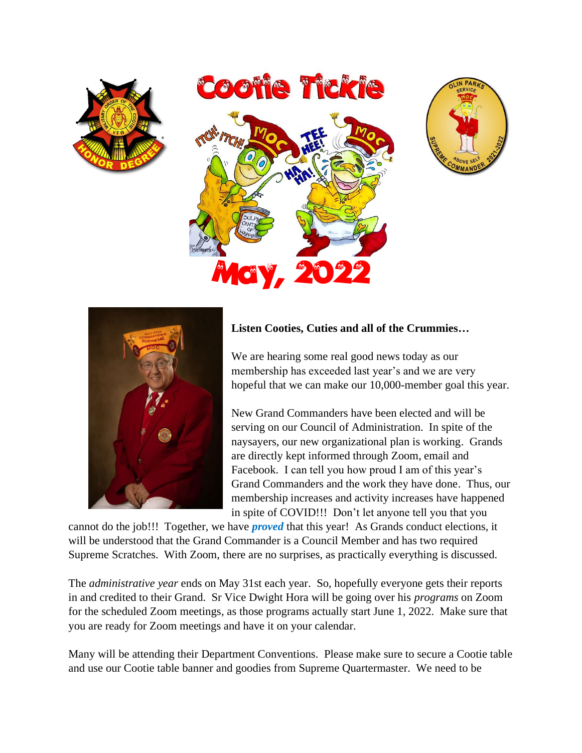# Cootie Tickle

# May, 2022

**Listen Cooties, Cuties and all of the Crummies…**

We are hearing some real good news today as our membership has exceeded last year's and we are very hopeful that we can make our 10,000-member goal this year.

New Grand Commanders have been elected and will be serving on our Council of Administration. In spite of the naysayers, our new organizational plan is working. Grands are directly kept informed through Zoom, email and Facebook. I can tell you how proud I am of this year's Grand Commanders and the work they have done. Thus, our membership increases and activity increases have happened in spite of COVID!!! Don't let anyone tell you that you cannot do the job!!! Together, we have ***proved*** that this year! As Grands conduct elections, it will be understood that the Grand Commander is a Council Member and has two required Supreme Scratches. With Zoom, there are no surprises, as practically everything is discussed.

The *administrative year* ends on May 31st each year. So, hopefully everyone gets their reports in and credited to their Grand. Sr Vice Dwight Hora will be going over his *programs* on Zoom for the scheduled Zoom meetings, as those programs actually start June 1, 2022. Make sure that you are ready for Zoom meetings and have it on your calendar.

Many will be attending their Department Conventions. Please make sure to secure a Cootie table and use our Cootie table banner and goodies from Supreme Quartermaster. We need to be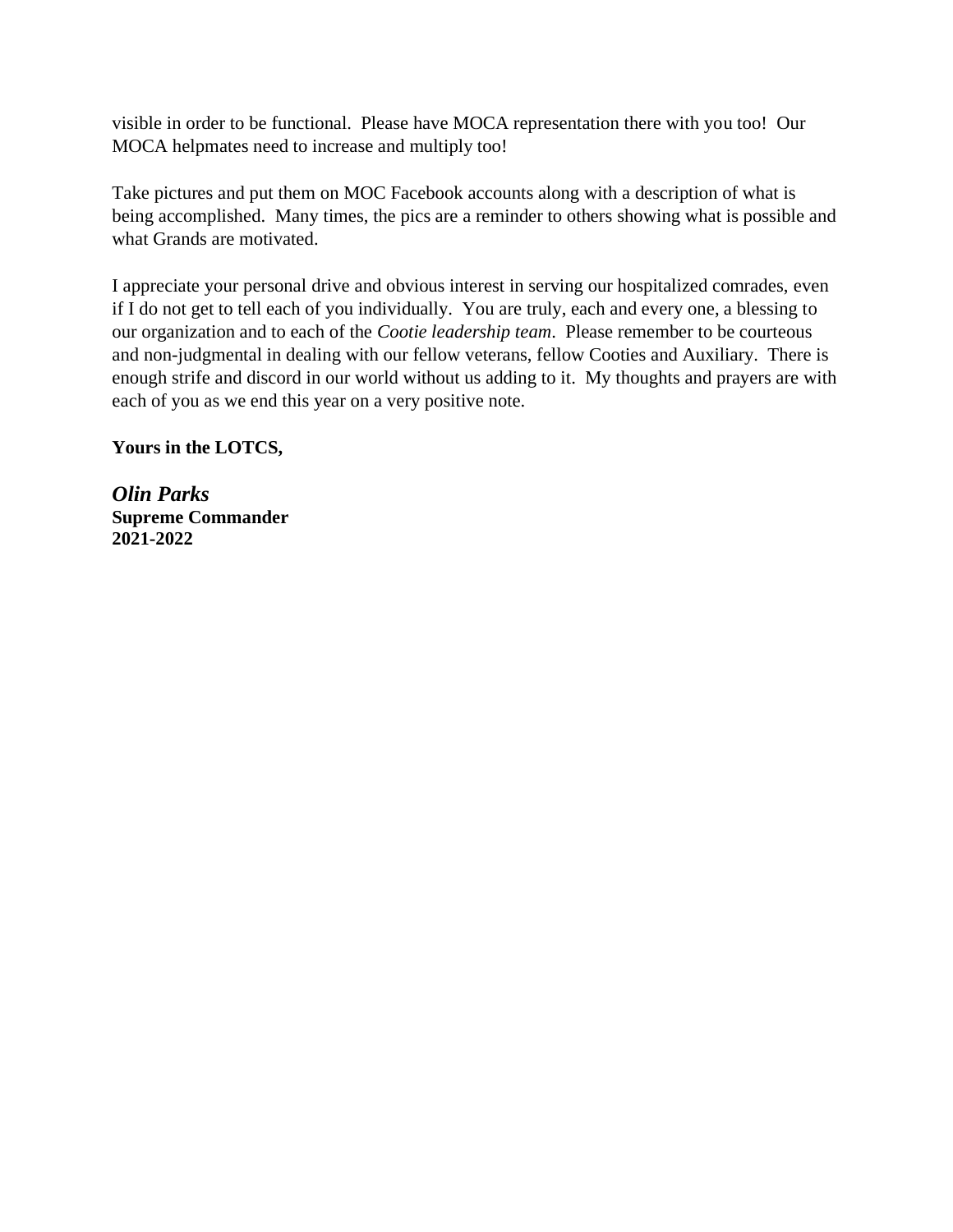visible in order to be functional. Please have MOCA representation there with you too! Our MOCA helpmates need to increase and multiply too!

Take pictures and put them on MOC Facebook accounts along with a description of what is being accomplished. Many times, the pics are a reminder to others showing what is possible and what Grands are motivated.

I appreciate your personal drive and obvious interest in serving our hospitalized comrades, even if I do not get to tell each of you individually. You are truly, each and every one, a blessing to our organization and to each of the *Cootie leadership team*. Please remember to be courteous and non-judgmental in dealing with our fellow veterans, fellow Cooties and Auxiliary. There is enough strife and discord in our world without us adding to it. My thoughts and prayers are with each of you as we end this year on a very positive note.

**Yours in the LOTCS,**

***Olin Parks***
**Supreme Commander**
**2021-2022**